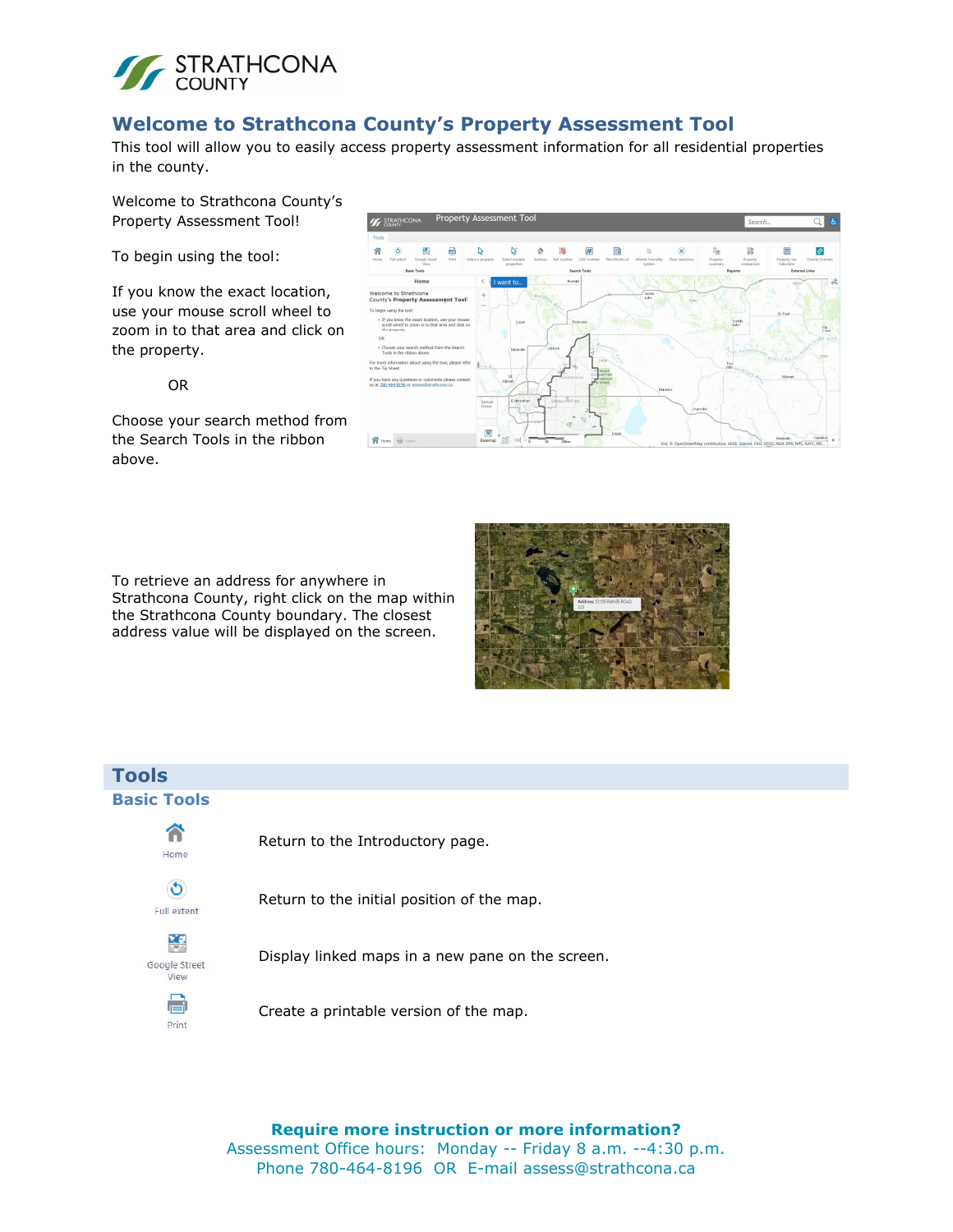# Welcome to Strathcona County's Property Assessment Tool

This tool will allow you to easily access property assessment information for all residential properties in the county.

Welcome to Strathcona County's Property Assessment Tool!

To begin using the tool:

If you know the exact location, use your mouse scroll wheel to zoom in to that area and click on the property.

OR

Choose your search method from the Search Tools in the ribbon above.

To retrieve an address for anywhere in Strathcona County, right click on the map within the Strathcona County boundary. The closest address value will be displayed on the screen.

## Tools

### Basic Tools

| Tool | Description |
| --- | --- |
| Home | Return to the Introductory page. |
| Full extent | Return to the initial position of the map. |
| Google Street View | Display linked maps in a new pane on the screen. |
| Print | Create a printable version of the map. |

**Require more instruction or more information?**
Assessment Office hours: Monday -- Friday 8 a.m. --4:30 p.m.
Phone 780-464-8196 OR E-mail assess@strathcona.ca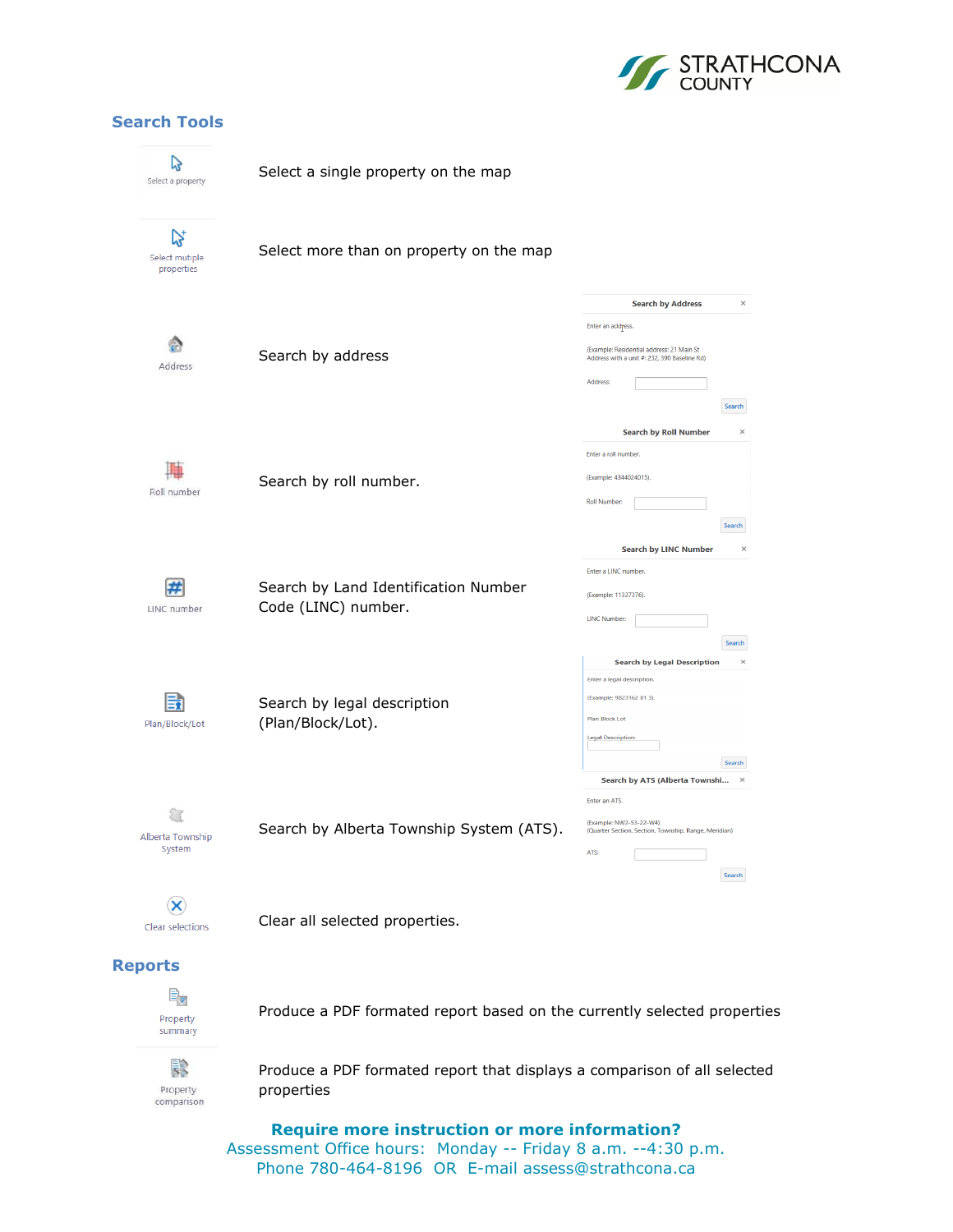## Search Tools

| Tool | Description |
|---|---|
| Select a property | Select a single property on the map |
| Select mutiple properties | Select more than on property on the map |
| Address | Search by address |
| Roll number | Search by roll number. |
| LINC number | Search by Land Identification Number Code (LINC) number. |
| Plan/Block/Lot | Search by legal description (Plan/Block/Lot). |
| Alberta Township System | Search by Alberta Township System (ATS). |
| Clear selections | Clear all selected properties. |

**Search by Address**

Enter an address.

(Example: Residential address: 21 Main St
Address with a unit #: 232, 390 Baseline Rd)

Address: [ ] Search

**Search by Roll Number**

Enter a roll number.

(Example: 4344024015).

Roll Number: [ ] Search

**Search by LINC Number**

Enter a LINC number.

(Example: 11327376).

LINC Number: [ ] Search

**Search by Legal Description**

Enter a legal description.

(Example: 9823162 81 3).

Plan Block Lot

Legal Description: [ ] Search

**Search by ATS (Alberta Townshi...**

Enter an ATS.

(Example: NW2-53-22-W4).
(Quarter Section, Section, Township, Range, Meridian)

ATS: [ ] Search

## Reports

| Report | Description |
|---|---|
| Property summary | Produce a PDF formated report based on the currently selected properties |
| Property comparison | Produce a PDF formated report that displays a comparison of all selected properties |

**Require more instruction or more information?**

Assessment Office hours: Monday -- Friday 8 a.m. --4:30 p.m.
Phone 780-464-8196 OR E-mail assess@strathcona.ca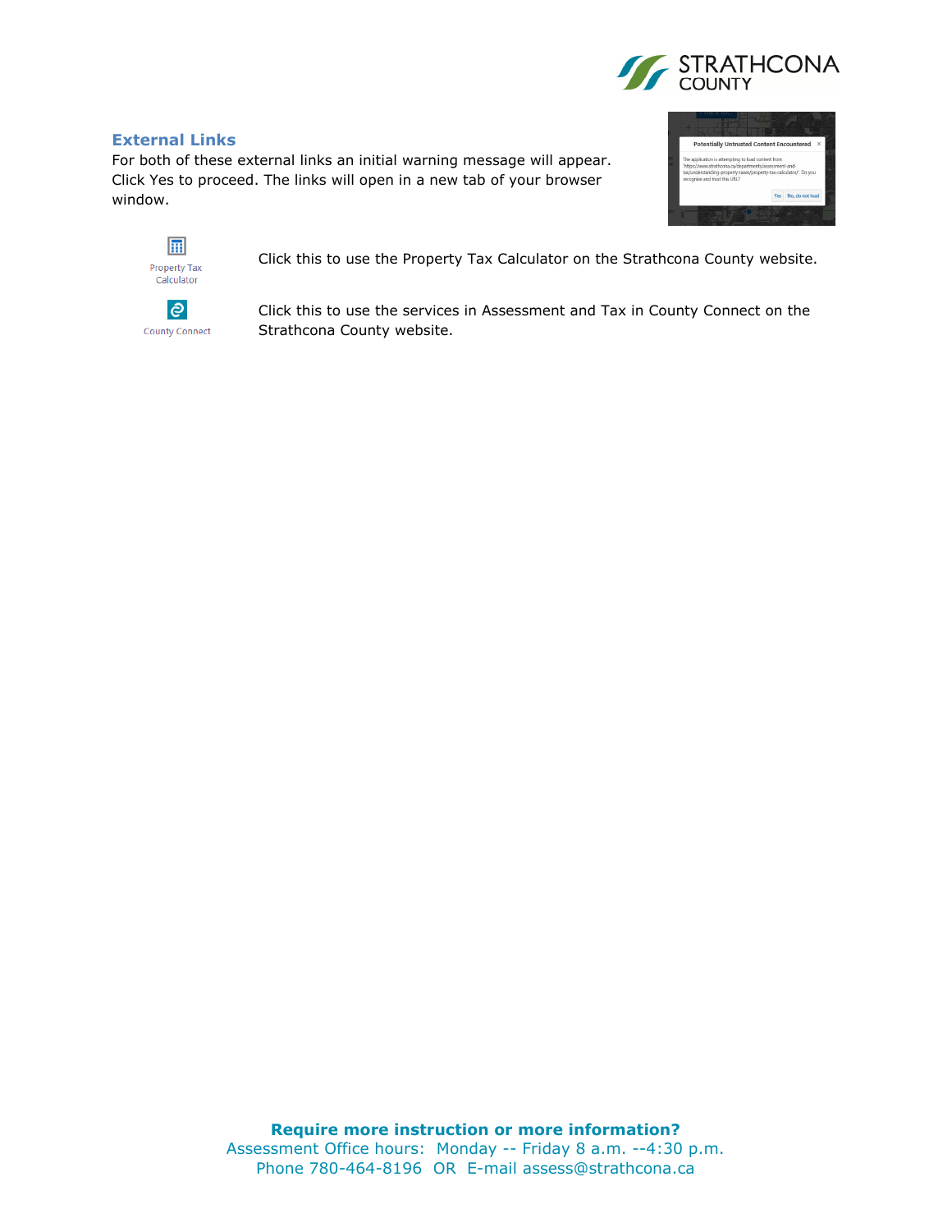## External Links

For both of these external links an initial warning message will appear. Click Yes to proceed. The links will open in a new tab of your browser window.

Property Tax Calculator — Click this to use the Property Tax Calculator on the Strathcona County website.

County Connect — Click this to use the services in Assessment and Tax in County Connect on the Strathcona County website.

**Require more instruction or more information?**
Assessment Office hours: Monday -- Friday 8 a.m. --4:30 p.m.
Phone 780-464-8196 OR E-mail assess@strathcona.ca